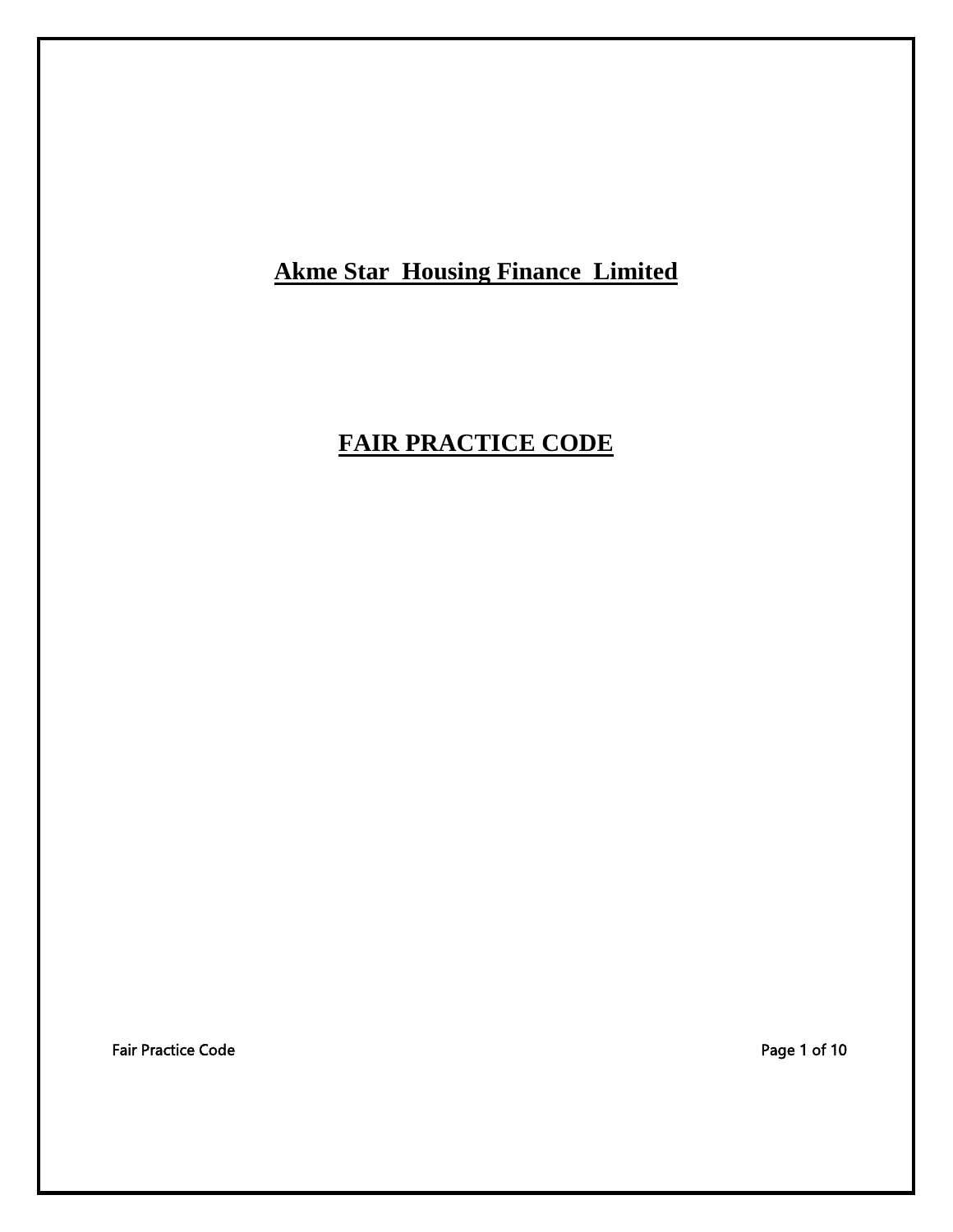# Akme Star Housing Finance Limited

# FAIR PRACTICE CODE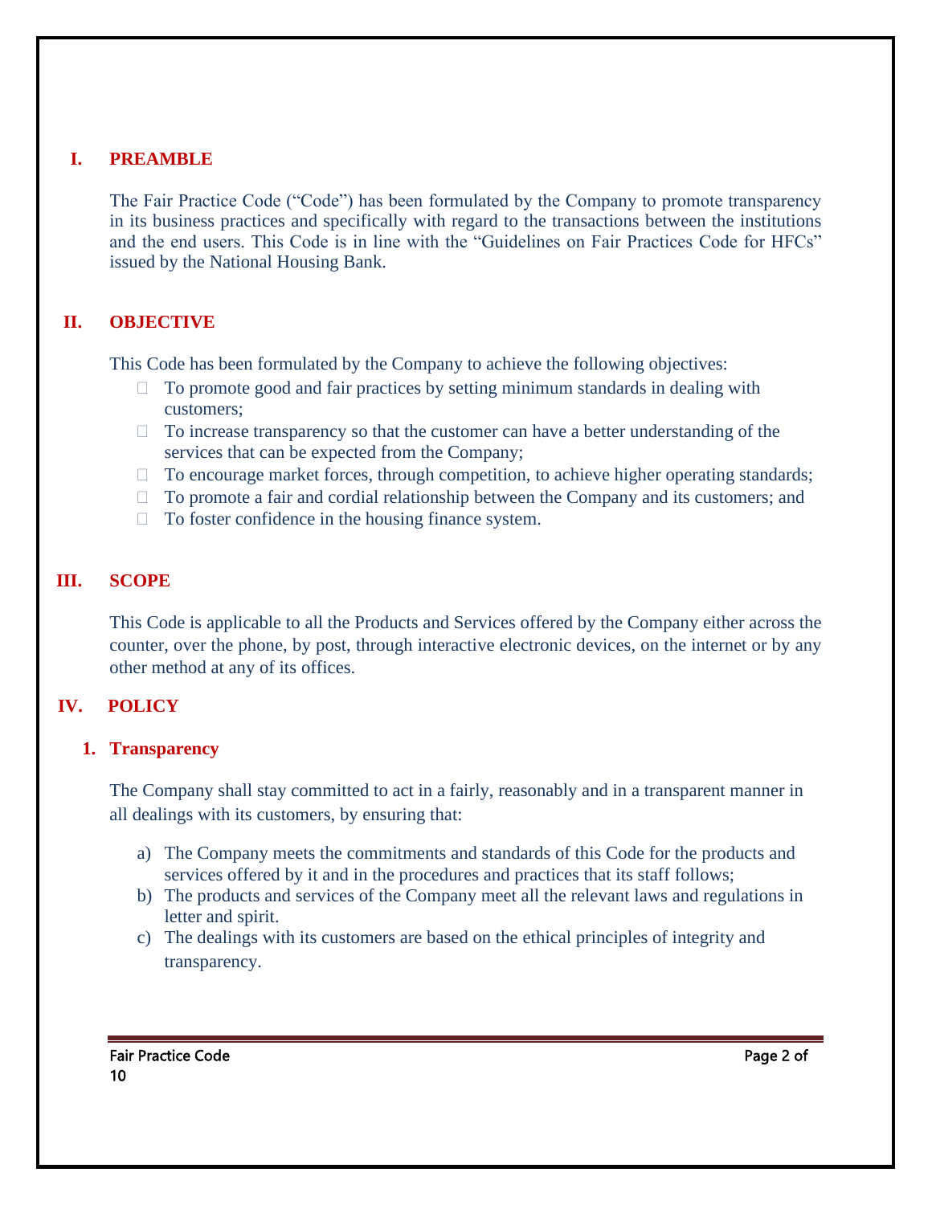## I. PREAMBLE

The Fair Practice Code ("Code") has been formulated by the Company to promote transparency in its business practices and specifically with regard to the transactions between the institutions and the end users. This Code is in line with the "Guidelines on Fair Practices Code for HFCs" issued by the National Housing Bank.

## II. OBJECTIVE

This Code has been formulated by the Company to achieve the following objectives:

- To promote good and fair practices by setting minimum standards in dealing with customers;
- To increase transparency so that the customer can have a better understanding of the services that can be expected from the Company;
- To encourage market forces, through competition, to achieve higher operating standards;
- To promote a fair and cordial relationship between the Company and its customers; and
- To foster confidence in the housing finance system.

## III. SCOPE

This Code is applicable to all the Products and Services offered by the Company either across the counter, over the phone, by post, through interactive electronic devices, on the internet or by any other method at any of its offices.

## IV. POLICY

### 1. Transparency

The Company shall stay committed to act in a fairly, reasonably and in a transparent manner in all dealings with its customers, by ensuring that:

a) The Company meets the commitments and standards of this Code for the products and services offered by it and in the procedures and practices that its staff follows;
b) The products and services of the Company meet all the relevant laws and regulations in letter and spirit.
c) The dealings with its customers are based on the ethical principles of integrity and transparency.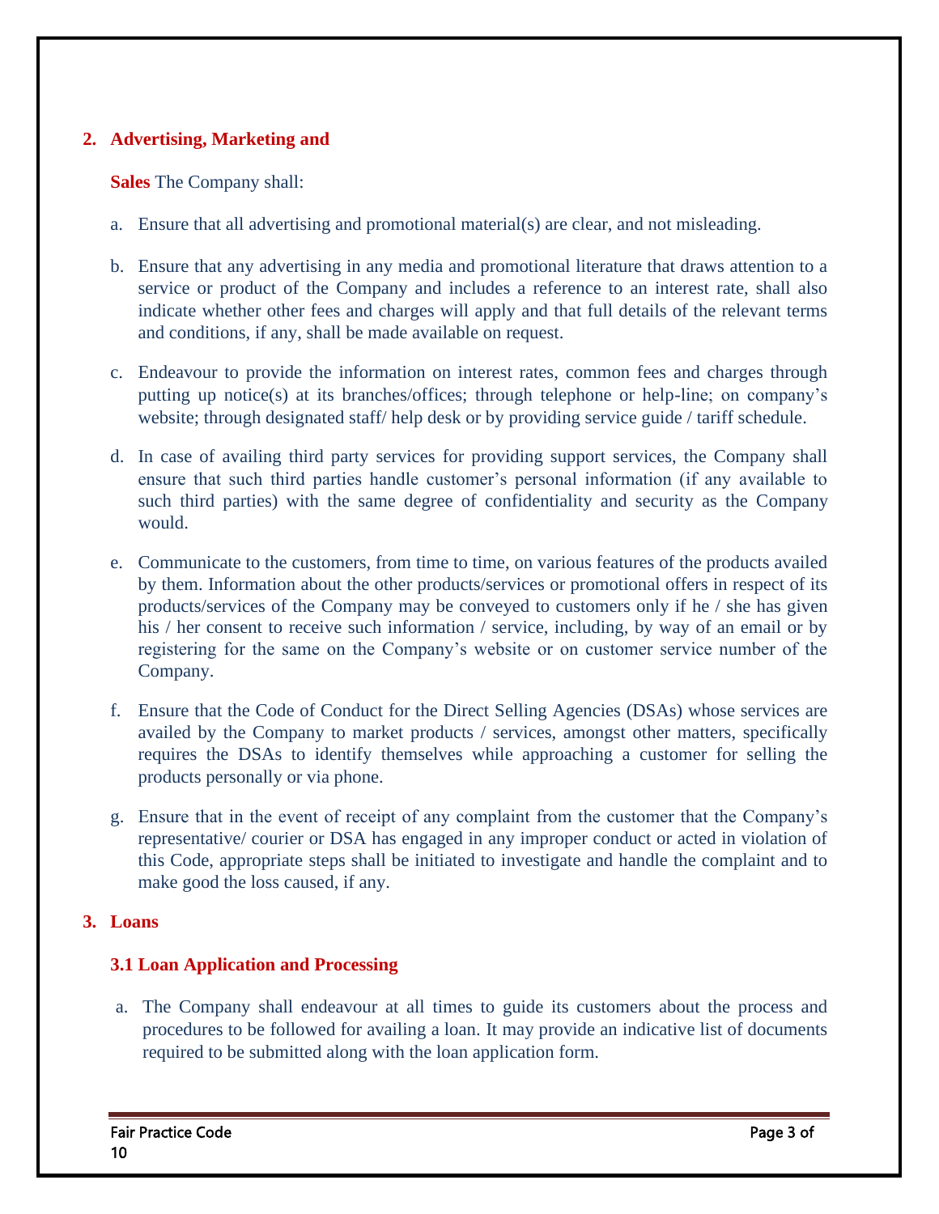## 2. Advertising, Marketing and Sales

The Company shall:

a. Ensure that all advertising and promotional material(s) are clear, and not misleading.

b. Ensure that any advertising in any media and promotional literature that draws attention to a service or product of the Company and includes a reference to an interest rate, shall also indicate whether other fees and charges will apply and that full details of the relevant terms and conditions, if any, shall be made available on request.

c. Endeavour to provide the information on interest rates, common fees and charges through putting up notice(s) at its branches/offices; through telephone or help-line; on company's website; through designated staff/ help desk or by providing service guide / tariff schedule.

d. In case of availing third party services for providing support services, the Company shall ensure that such third parties handle customer's personal information (if any available to such third parties) with the same degree of confidentiality and security as the Company would.

e. Communicate to the customers, from time to time, on various features of the products availed by them. Information about the other products/services or promotional offers in respect of its products/services of the Company may be conveyed to customers only if he / she has given his / her consent to receive such information / service, including, by way of an email or by registering for the same on the Company's website or on customer service number of the Company.

f. Ensure that the Code of Conduct for the Direct Selling Agencies (DSAs) whose services are availed by the Company to market products / services, amongst other matters, specifically requires the DSAs to identify themselves while approaching a customer for selling the products personally or via phone.

g. Ensure that in the event of receipt of any complaint from the customer that the Company's representative/ courier or DSA has engaged in any improper conduct or acted in violation of this Code, appropriate steps shall be initiated to investigate and handle the complaint and to make good the loss caused, if any.

## 3. Loans

### 3.1 Loan Application and Processing

a. The Company shall endeavour at all times to guide its customers about the process and procedures to be followed for availing a loan. It may provide an indicative list of documents required to be submitted along with the loan application form.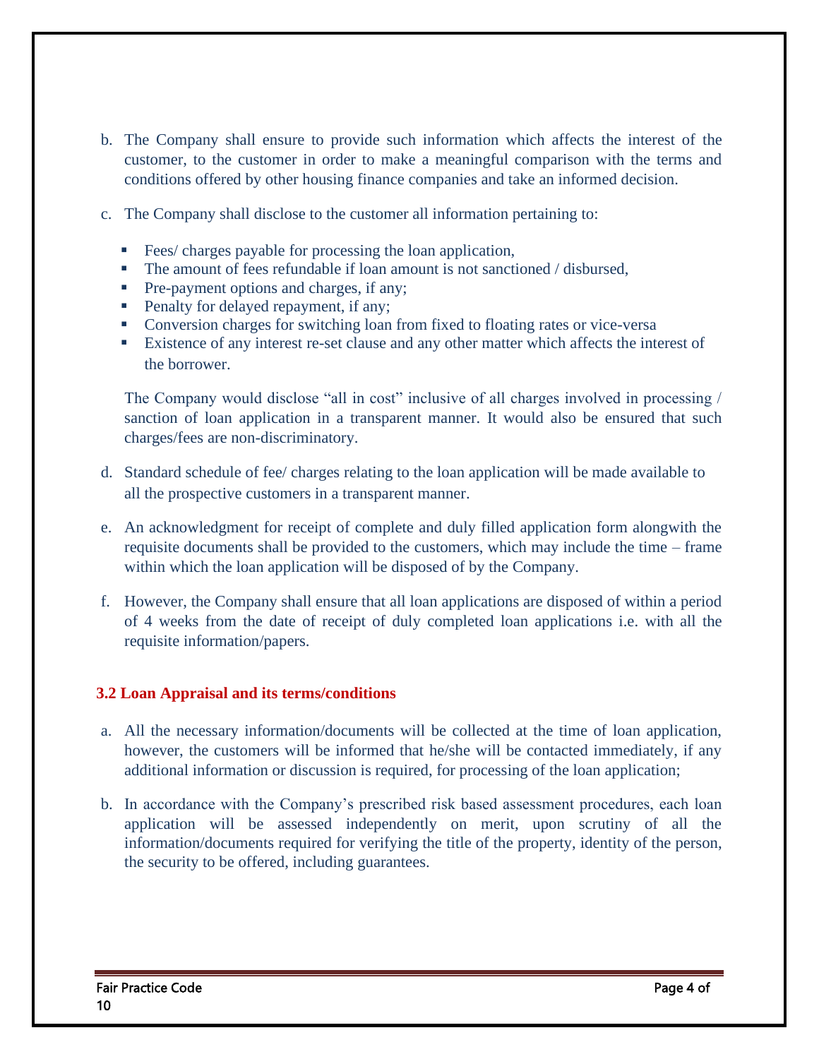b. The Company shall ensure to provide such information which affects the interest of the customer, to the customer in order to make a meaningful comparison with the terms and conditions offered by other housing finance companies and take an informed decision.

c. The Company shall disclose to the customer all information pertaining to:

   - Fees/ charges payable for processing the loan application,
   - The amount of fees refundable if loan amount is not sanctioned / disbursed,
   - Pre-payment options and charges, if any;
   - Penalty for delayed repayment, if any;
   - Conversion charges for switching loan from fixed to floating rates or vice-versa
   - Existence of any interest re-set clause and any other matter which affects the interest of the borrower.

   The Company would disclose "all in cost" inclusive of all charges involved in processing / sanction of loan application in a transparent manner. It would also be ensured that such charges/fees are non-discriminatory.

d. Standard schedule of fee/ charges relating to the loan application will be made available to all the prospective customers in a transparent manner.

e. An acknowledgment for receipt of complete and duly filled application form alongwith the requisite documents shall be provided to the customers, which may include the time – frame within which the loan application will be disposed of by the Company.

f. However, the Company shall ensure that all loan applications are disposed of within a period of 4 weeks from the date of receipt of duly completed loan applications i.e. with all the requisite information/papers.

### 3.2 Loan Appraisal and its terms/conditions

a. All the necessary information/documents will be collected at the time of loan application, however, the customers will be informed that he/she will be contacted immediately, if any additional information or discussion is required, for processing of the loan application;

b. In accordance with the Company's prescribed risk based assessment procedures, each loan application will be assessed independently on merit, upon scrutiny of all the information/documents required for verifying the title of the property, identity of the person, the security to be offered, including guarantees.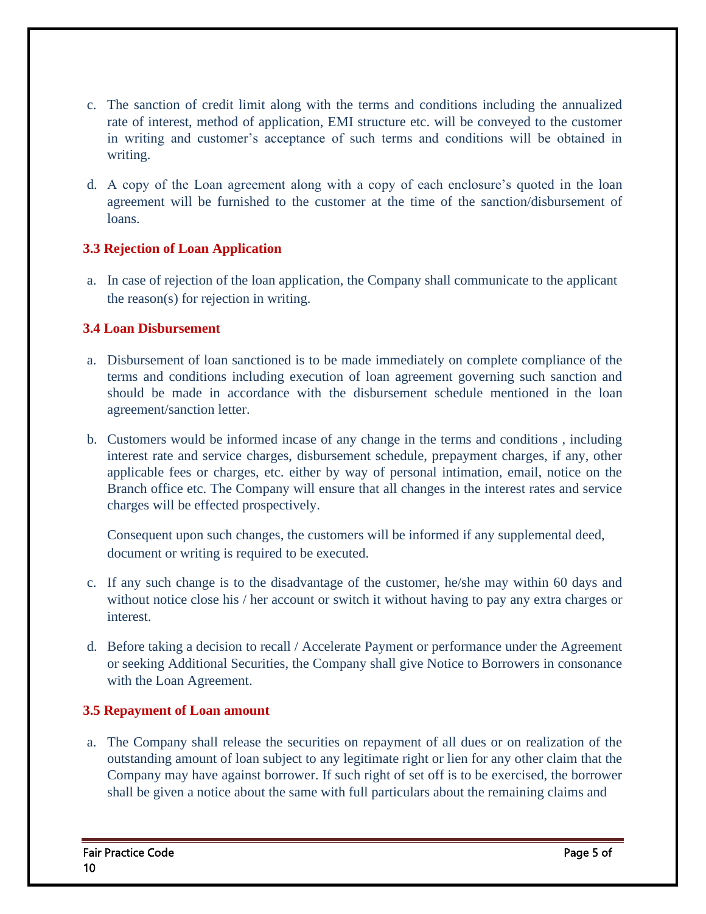c. The sanction of credit limit along with the terms and conditions including the annualized rate of interest, method of application, EMI structure etc. will be conveyed to the customer in writing and customer's acceptance of such terms and conditions will be obtained in writing.

d. A copy of the Loan agreement along with a copy of each enclosure's quoted in the loan agreement will be furnished to the customer at the time of the sanction/disbursement of loans.

### 3.3 Rejection of Loan Application

a. In case of rejection of the loan application, the Company shall communicate to the applicant the reason(s) for rejection in writing.

### 3.4 Loan Disbursement

a. Disbursement of loan sanctioned is to be made immediately on complete compliance of the terms and conditions including execution of loan agreement governing such sanction and should be made in accordance with the disbursement schedule mentioned in the loan agreement/sanction letter.

b. Customers would be informed incase of any change in the terms and conditions , including interest rate and service charges, disbursement schedule, prepayment charges, if any, other applicable fees or charges, etc. either by way of personal intimation, email, notice on the Branch office etc. The Company will ensure that all changes in the interest rates and service charges will be effected prospectively.

   Consequent upon such changes, the customers will be informed if any supplemental deed, document or writing is required to be executed.

c. If any such change is to the disadvantage of the customer, he/she may within 60 days and without notice close his / her account or switch it without having to pay any extra charges or interest.

d. Before taking a decision to recall / Accelerate Payment or performance under the Agreement or seeking Additional Securities, the Company shall give Notice to Borrowers in consonance with the Loan Agreement.

### 3.5 Repayment of Loan amount

a. The Company shall release the securities on repayment of all dues or on realization of the outstanding amount of loan subject to any legitimate right or lien for any other claim that the Company may have against borrower. If such right of set off is to be exercised, the borrower shall be given a notice about the same with full particulars about the remaining claims and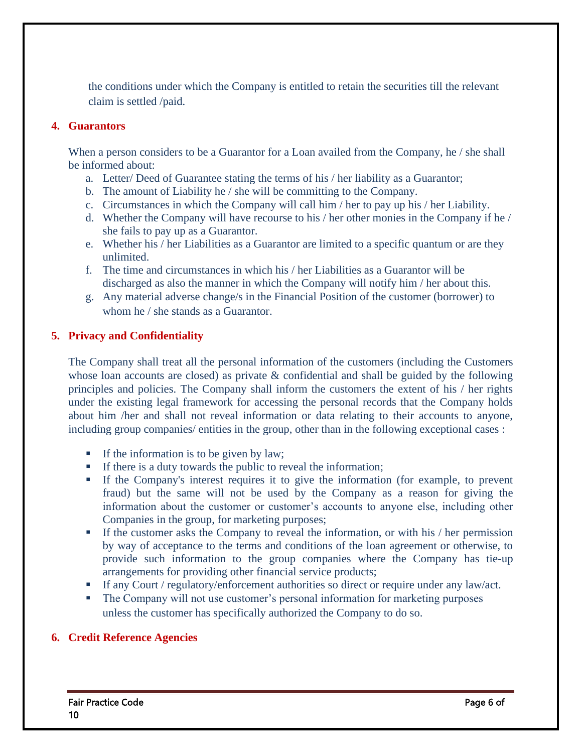the conditions under which the Company is entitled to retain the securities till the relevant claim is settled /paid.

## 4. Guarantors

When a person considers to be a Guarantor for a Loan availed from the Company, he / she shall be informed about:

a. Letter/ Deed of Guarantee stating the terms of his / her liability as a Guarantor;
b. The amount of Liability he / she will be committing to the Company.
c. Circumstances in which the Company will call him / her to pay up his / her Liability.
d. Whether the Company will have recourse to his / her other monies in the Company if he / she fails to pay up as a Guarantor.
e. Whether his / her Liabilities as a Guarantor are limited to a specific quantum or are they unlimited.
f. The time and circumstances in which his / her Liabilities as a Guarantor will be discharged as also the manner in which the Company will notify him / her about this.
g. Any material adverse change/s in the Financial Position of the customer (borrower) to whom he / she stands as a Guarantor.

## 5. Privacy and Confidentiality

The Company shall treat all the personal information of the customers (including the Customers whose loan accounts are closed) as private & confidential and shall be guided by the following principles and policies. The Company shall inform the customers the extent of his / her rights under the existing legal framework for accessing the personal records that the Company holds about him /her and shall not reveal information or data relating to their accounts to anyone, including group companies/ entities in the group, other than in the following exceptional cases :

- If the information is to be given by law;
- If there is a duty towards the public to reveal the information;
- If the Company's interest requires it to give the information (for example, to prevent fraud) but the same will not be used by the Company as a reason for giving the information about the customer or customer's accounts to anyone else, including other Companies in the group, for marketing purposes;
- If the customer asks the Company to reveal the information, or with his / her permission by way of acceptance to the terms and conditions of the loan agreement or otherwise, to provide such information to the group companies where the Company has tie-up arrangements for providing other financial service products;
- If any Court / regulatory/enforcement authorities so direct or require under any law/act.
- The Company will not use customer's personal information for marketing purposes unless the customer has specifically authorized the Company to do so.

## 6. Credit Reference Agencies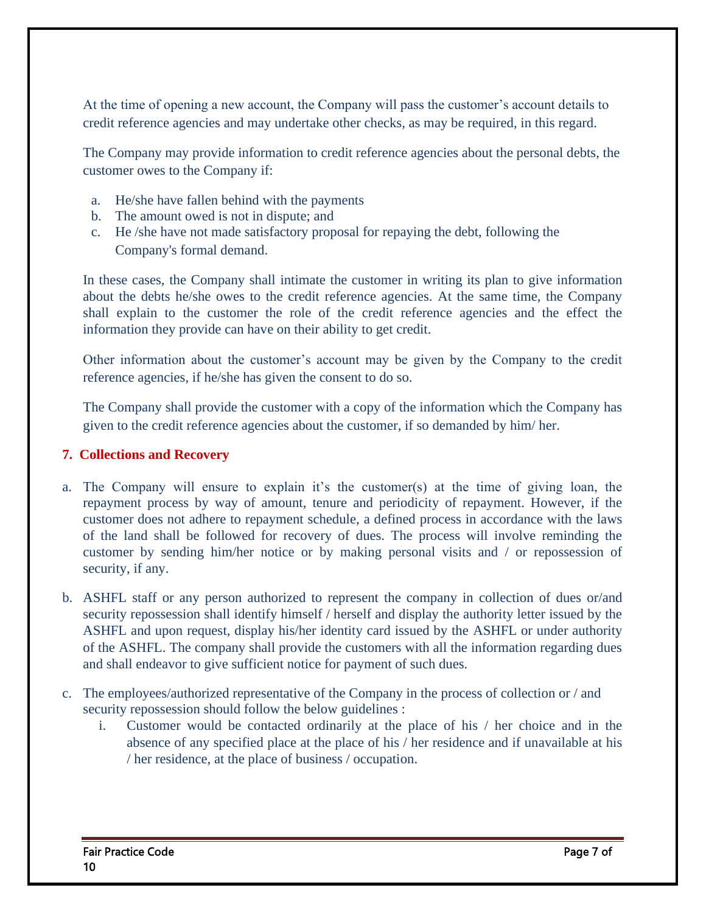At the time of opening a new account, the Company will pass the customer's account details to credit reference agencies and may undertake other checks, as may be required, in this regard.

The Company may provide information to credit reference agencies about the personal debts, the customer owes to the Company if:

a. He/she have fallen behind with the payments
b. The amount owed is not in dispute; and
c. He /she have not made satisfactory proposal for repaying the debt, following the Company's formal demand.

In these cases, the Company shall intimate the customer in writing its plan to give information about the debts he/she owes to the credit reference agencies. At the same time, the Company shall explain to the customer the role of the credit reference agencies and the effect the information they provide can have on their ability to get credit.

Other information about the customer's account may be given by the Company to the credit reference agencies, if he/she has given the consent to do so.

The Company shall provide the customer with a copy of the information which the Company has given to the credit reference agencies about the customer, if so demanded by him/ her.

## 7. Collections and Recovery

a. The Company will ensure to explain it's the customer(s) at the time of giving loan, the repayment process by way of amount, tenure and periodicity of repayment. However, if the customer does not adhere to repayment schedule, a defined process in accordance with the laws of the land shall be followed for recovery of dues. The process will involve reminding the customer by sending him/her notice or by making personal visits and / or repossession of security, if any.

b. ASHFL staff or any person authorized to represent the company in collection of dues or/and security repossession shall identify himself / herself and display the authority letter issued by the ASHFL and upon request, display his/her identity card issued by the ASHFL or under authority of the ASHFL. The company shall provide the customers with all the information regarding dues and shall endeavor to give sufficient notice for payment of such dues.

c. The employees/authorized representative of the Company in the process of collection or / and security repossession should follow the below guidelines :
    i. Customer would be contacted ordinarily at the place of his / her choice and in the absence of any specified place at the place of his / her residence and if unavailable at his / her residence, at the place of business / occupation.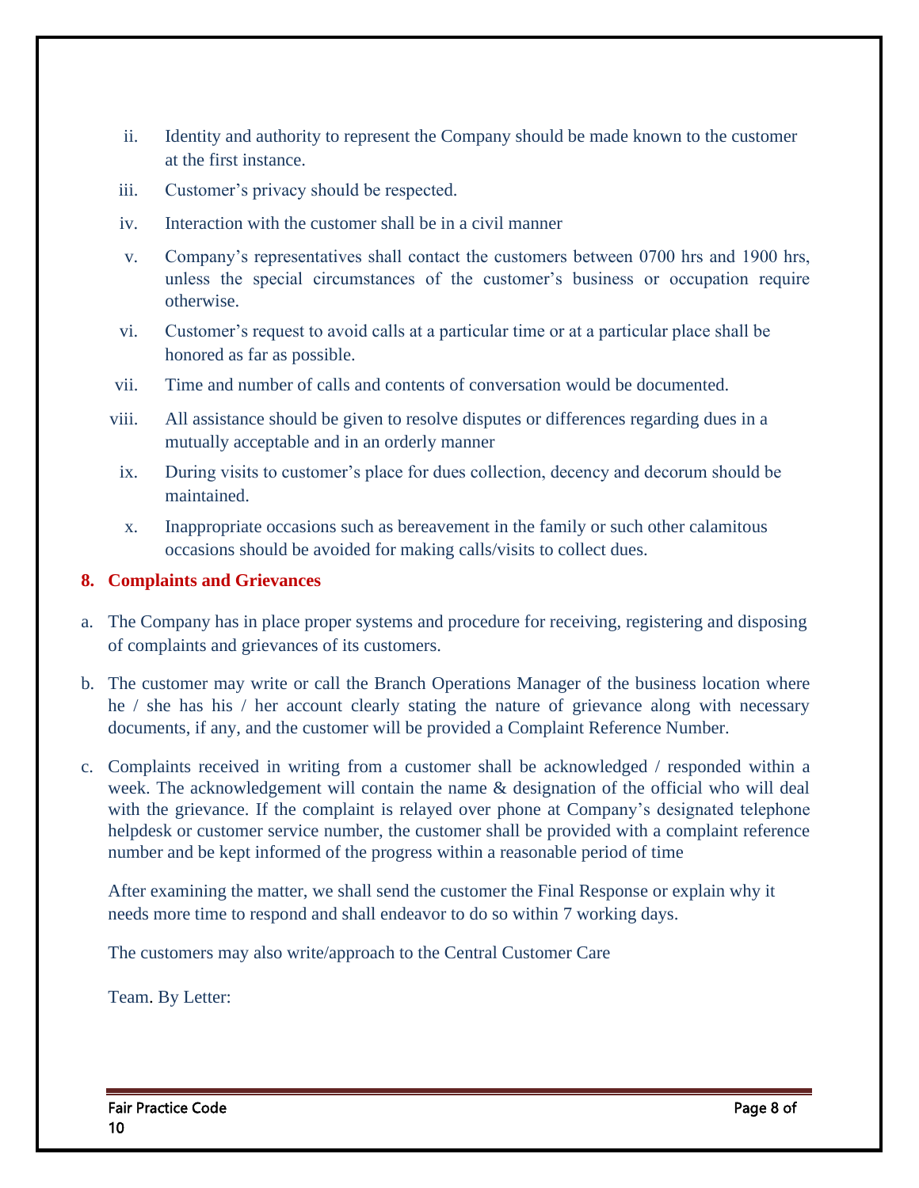ii. Identity and authority to represent the Company should be made known to the customer at the first instance.

iii. Customer's privacy should be respected.

iv. Interaction with the customer shall be in a civil manner

v. Company's representatives shall contact the customers between 0700 hrs and 1900 hrs, unless the special circumstances of the customer's business or occupation require otherwise.

vi. Customer's request to avoid calls at a particular time or at a particular place shall be honored as far as possible.

vii. Time and number of calls and contents of conversation would be documented.

viii. All assistance should be given to resolve disputes or differences regarding dues in a mutually acceptable and in an orderly manner

ix. During visits to customer's place for dues collection, decency and decorum should be maintained.

x. Inappropriate occasions such as bereavement in the family or such other calamitous occasions should be avoided for making calls/visits to collect dues.

## 8. Complaints and Grievances

a. The Company has in place proper systems and procedure for receiving, registering and disposing of complaints and grievances of its customers.

b. The customer may write or call the Branch Operations Manager of the business location where he / she has his / her account clearly stating the nature of grievance along with necessary documents, if any, and the customer will be provided a Complaint Reference Number.

c. Complaints received in writing from a customer shall be acknowledged / responded within a week. The acknowledgement will contain the name & designation of the official who will deal with the grievance. If the complaint is relayed over phone at Company's designated telephone helpdesk or customer service number, the customer shall be provided with a complaint reference number and be kept informed of the progress within a reasonable period of time

After examining the matter, we shall send the customer the Final Response or explain why it needs more time to respond and shall endeavor to do so within 7 working days.

The customers may also write/approach to the Central Customer Care

Team. By Letter: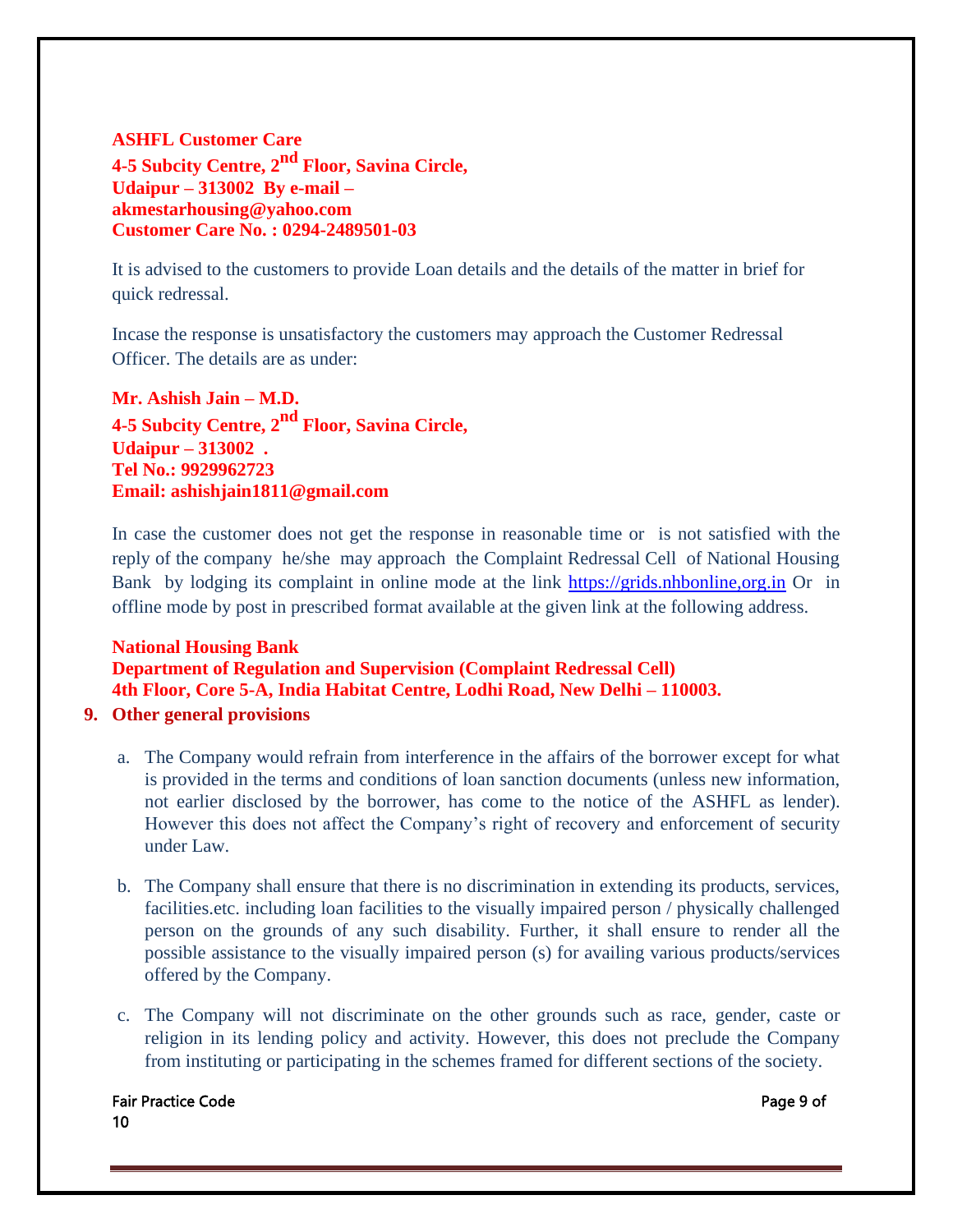**ASHFL Customer Care**
**4-5 Subcity Centre, 2nd Floor, Savina Circle,**
**Udaipur – 313002 By e-mail –**
**akmestarhousing@yahoo.com**
**Customer Care No. : 0294-2489501-03**

It is advised to the customers to provide Loan details and the details of the matter in brief for quick redressal.

Incase the response is unsatisfactory the customers may approach the Customer Redressal Officer. The details are as under:

**Mr. Ashish Jain – M.D.**
**4-5 Subcity Centre, 2nd Floor, Savina Circle,**
**Udaipur – 313002 .**
**Tel No.: 9929962723**
**Email: ashishjain1811@gmail.com**

In case the customer does not get the response in reasonable time or is not satisfied with the reply of the company he/she may approach the Complaint Redressal Cell of National Housing Bank by lodging its complaint in online mode at the link https://grids.nhbonline,org.in Or in offline mode by post in prescribed format available at the given link at the following address.

**National Housing Bank**
**Department of Regulation and Supervision (Complaint Redressal Cell)**
**4th Floor, Core 5-A, India Habitat Centre, Lodhi Road, New Delhi – 110003.**

## 9. Other general provisions

a. The Company would refrain from interference in the affairs of the borrower except for what is provided in the terms and conditions of loan sanction documents (unless new information, not earlier disclosed by the borrower, has come to the notice of the ASHFL as lender). However this does not affect the Company's right of recovery and enforcement of security under Law.

b. The Company shall ensure that there is no discrimination in extending its products, services, facilities.etc. including loan facilities to the visually impaired person / physically challenged person on the grounds of any such disability. Further, it shall ensure to render all the possible assistance to the visually impaired person (s) for availing various products/services offered by the Company.

c. The Company will not discriminate on the other grounds such as race, gender, caste or religion in its lending policy and activity. However, this does not preclude the Company from instituting or participating in the schemes framed for different sections of the society.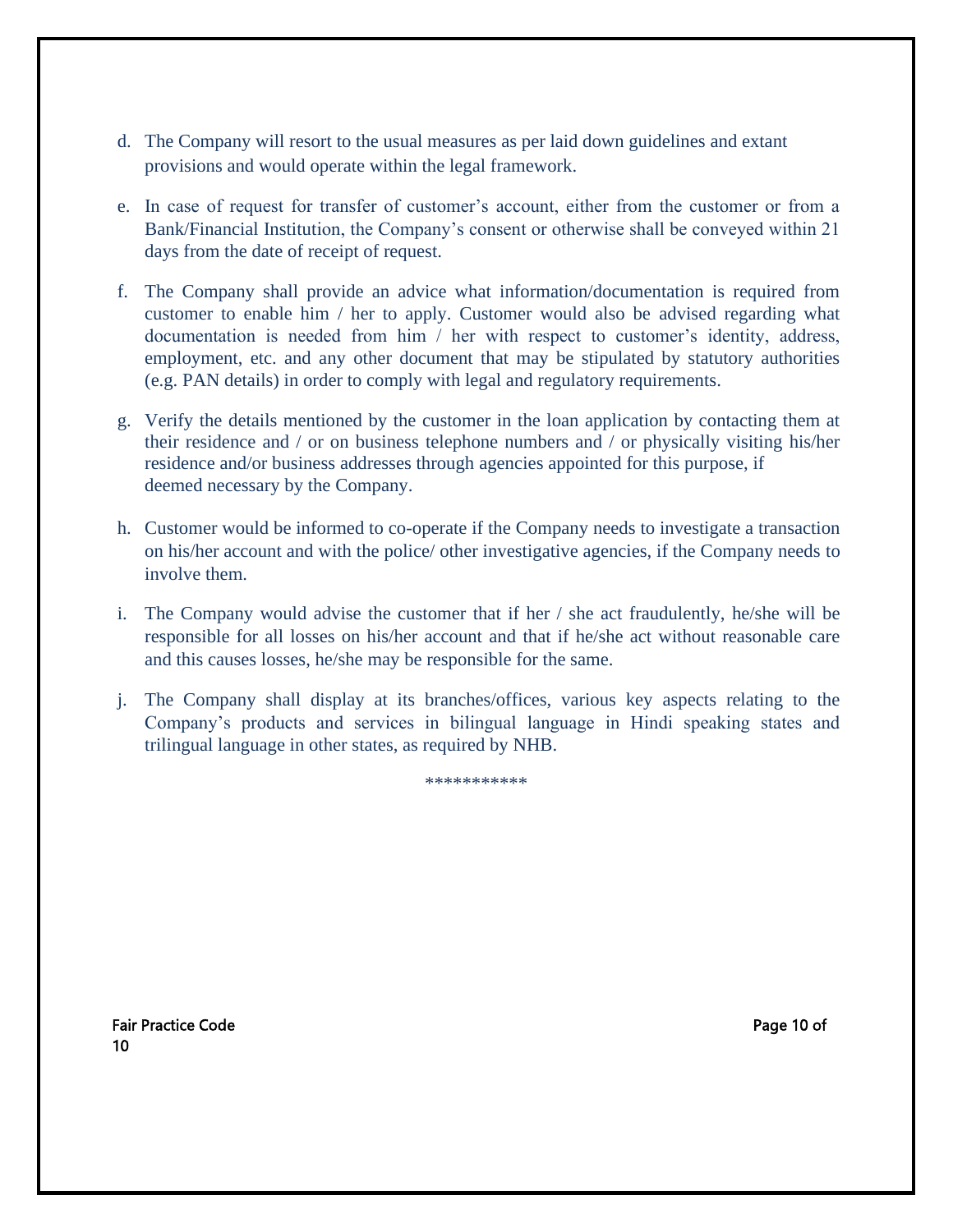d. The Company will resort to the usual measures as per laid down guidelines and extant provisions and would operate within the legal framework.

e. In case of request for transfer of customer's account, either from the customer or from a Bank/Financial Institution, the Company's consent or otherwise shall be conveyed within 21 days from the date of receipt of request.

f. The Company shall provide an advice what information/documentation is required from customer to enable him / her to apply. Customer would also be advised regarding what documentation is needed from him / her with respect to customer's identity, address, employment, etc. and any other document that may be stipulated by statutory authorities (e.g. PAN details) in order to comply with legal and regulatory requirements.

g. Verify the details mentioned by the customer in the loan application by contacting them at their residence and / or on business telephone numbers and / or physically visiting his/her residence and/or business addresses through agencies appointed for this purpose, if deemed necessary by the Company.

h. Customer would be informed to co-operate if the Company needs to investigate a transaction on his/her account and with the police/ other investigative agencies, if the Company needs to involve them.

i. The Company would advise the customer that if her / she act fraudulently, he/she will be responsible for all losses on his/her account and that if he/she act without reasonable care and this causes losses, he/she may be responsible for the same.

j. The Company shall display at its branches/offices, various key aspects relating to the Company's products and services in bilingual language in Hindi speaking states and trilingual language in other states, as required by NHB.

***********